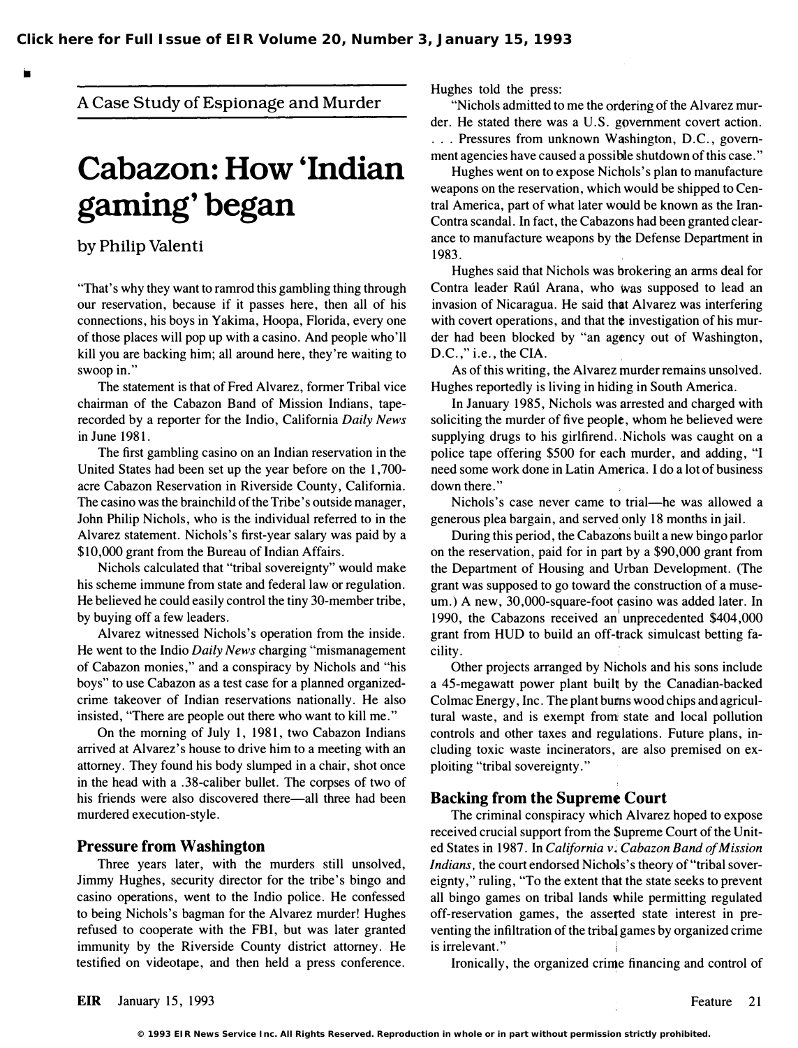A Case Study of Espionage and Murder

# Cabazon: How 'Indian gaming' began

by Philip Valenti

"That's why they want to ramrod this gambling thing through our reservation, because if it passes here, then all of his connections, his boys in Yakima, Hoopa, Florida, every one of those places will pop up with a casino. And people who'll kill you are backing him; all around here, they're waiting to swoop in."

The statement is that of Fred Alvarez, former Tribal vice chairman of the Cabazon Band of Mission Indians, tape-recorded by a reporter for the Indio, California *Daily News* in June 1981.

The first gambling casino on an Indian reservation in the United States had been set up the year before on the 1,700-acre Cabazon Reservation in Riverside County, California. The casino was the brainchild of the Tribe's outside manager, John Philip Nichols, who is the individual referred to in the Alvarez statement. Nichols's first-year salary was paid by a $10,000 grant from the Bureau of Indian Affairs.

Nichols calculated that "tribal sovereignty" would make his scheme immune from state and federal law or regulation. He believed he could easily control the tiny 30-member tribe, by buying off a few leaders.

Alvarez witnessed Nichols's operation from the inside. He went to the Indio *Daily News* charging "mismanagement of Cabazon monies," and a conspiracy by Nichols and "his boys" to use Cabazon as a test case for a planned organized-crime takeover of Indian reservations nationally. He also insisted, "There are people out there who want to kill me."

On the morning of July 1, 1981, two Cabazon Indians arrived at Alvarez's house to drive him to a meeting with an attorney. They found his body slumped in a chair, shot once in the head with a .38-caliber bullet. The corpses of two of his friends were also discovered there—all three had been murdered execution-style.

## Pressure from Washington

Three years later, with the murders still unsolved, Jimmy Hughes, security director for the tribe's bingo and casino operations, went to the Indio police. He confessed to being Nichols's bagman for the Alvarez murder! Hughes refused to cooperate with the FBI, but was later granted immunity by the Riverside County district attorney. He testified on videotape, and then held a press conference. Hughes told the press:

"Nichols admitted to me the ordering of the Alvarez murder. He stated there was a U.S. government covert action. . . . Pressures from unknown Washington, D.C., government agencies have caused a possible shutdown of this case."

Hughes went on to expose Nichols's plan to manufacture weapons on the reservation, which would be shipped to Central America, part of what later would be known as the Iran-Contra scandal. In fact, the Cabazons had been granted clearance to manufacture weapons by the Defense Department in 1983.

Hughes said that Nichols was brokering an arms deal for Contra leader Raúl Arana, who was supposed to lead an invasion of Nicaragua. He said that Alvarez was interfering with covert operations, and that the investigation of his murder had been blocked by "an agency out of Washington, D.C.," i.e., the CIA.

As of this writing, the Alvarez murder remains unsolved. Hughes reportedly is living in hiding in South America.

In January 1985, Nichols was arrested and charged with soliciting the murder of five people, whom he believed were supplying drugs to his girlfirend. Nichols was caught on a police tape offering $500 for each murder, and adding, "I need some work done in Latin America. I do a lot of business down there."

Nichols's case never came to trial—he was allowed a generous plea bargain, and served only 18 months in jail.

During this period, the Cabazons built a new bingo parlor on the reservation, paid for in part by a $90,000 grant from the Department of Housing and Urban Development. (The grant was supposed to go toward the construction of a museum.) A new, 30,000-square-foot casino was added later. In 1990, the Cabazons received an unprecedented $404,000 grant from HUD to build an off-track simulcast betting facility.

Other projects arranged by Nichols and his sons include a 45-megawatt power plant built by the Canadian-backed Colmac Energy, Inc. The plant burns wood chips and agricultural waste, and is exempt from state and local pollution controls and other taxes and regulations. Future plans, including toxic waste incinerators, are also premised on exploiting "tribal sovereignty."

## Backing from the Supreme Court

The criminal conspiracy which Alvarez hoped to expose received crucial support from the Supreme Court of the United States in 1987. In *California v. Cabazon Band of Mission Indians*, the court endorsed Nichols's theory of "tribal sovereignty," ruling, "To the extent that the state seeks to prevent all bingo games on tribal lands while permitting regulated off-reservation games, the asserted state interest in preventing the infiltration of the tribal games by organized crime is irrelevant."

Ironically, the organized crime financing and control of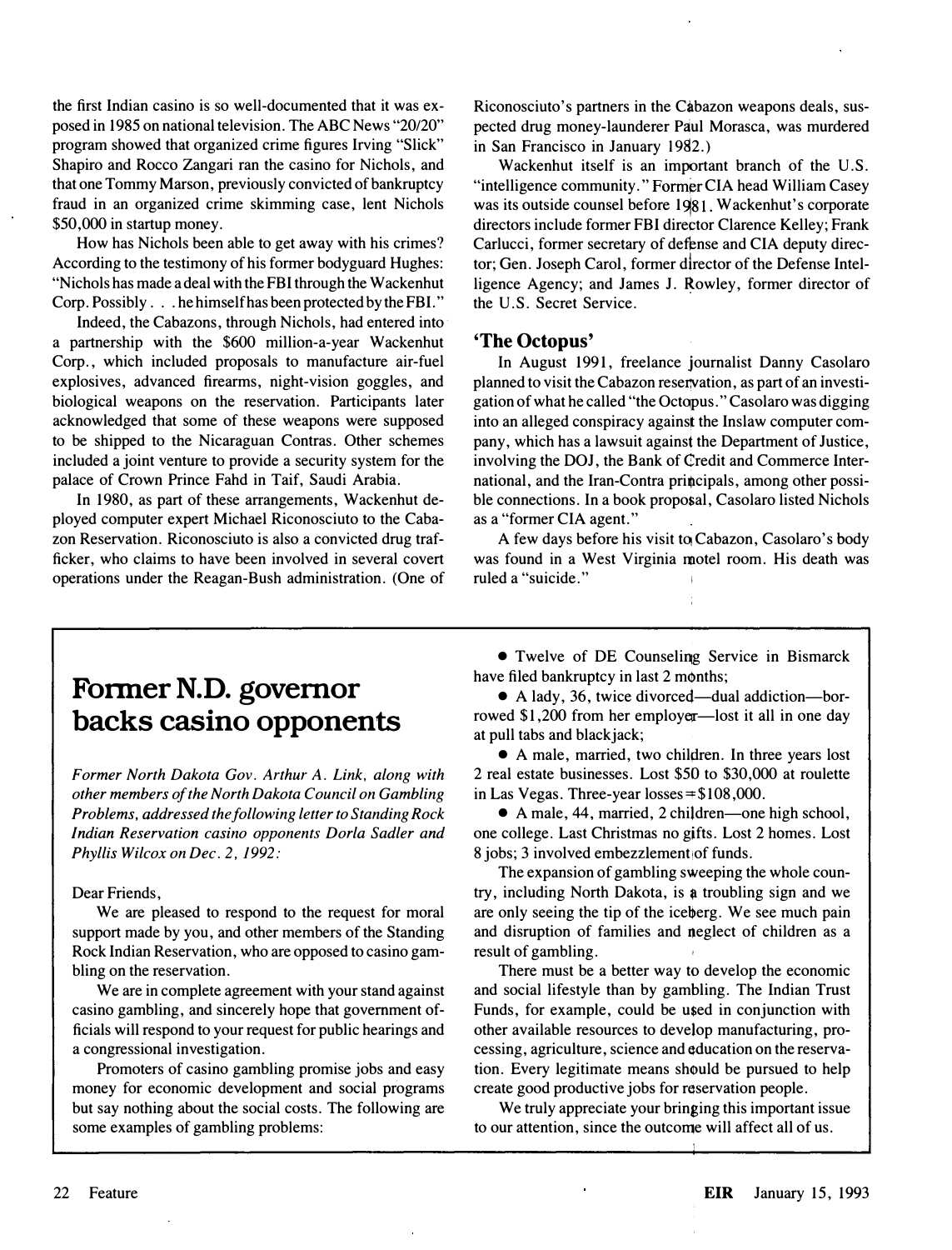the first Indian casino is so well-documented that it was exposed in 1985 on national television. The ABC News "20/20" program showed that organized crime figures Irving "Slick" Shapiro and Rocco Zangari ran the casino for Nichols, and that one Tommy Marson, previously convicted of bankruptcy fraud in an organized crime skimming case, lent Nichols $50,000 in startup money.

How has Nichols been able to get away with his crimes? According to the testimony of his former bodyguard Hughes: "Nichols has made a deal with the FBI through the Wackenhut Corp. Possibly . . . he himself has been protected by the FBI."

Indeed, the Cabazons, through Nichols, had entered into a partnership with the $600 million-a-year Wackenhut Corp., which included proposals to manufacture air-fuel explosives, advanced firearms, night-vision goggles, and biological weapons on the reservation. Participants later acknowledged that some of these weapons were supposed to be shipped to the Nicaraguan Contras. Other schemes included a joint venture to provide a security system for the palace of Crown Prince Fahd in Taif, Saudi Arabia.

In 1980, as part of these arrangements, Wackenhut deployed computer expert Michael Riconosciuto to the Cabazon Reservation. Riconosciuto is also a convicted drug trafficker, who claims to have been involved in several covert operations under the Reagan-Bush administration. (One of Riconosciuto's partners in the Cabazon weapons deals, suspected drug money-launderer Paul Morasca, was murdered in San Francisco in January 1982.)

Wackenhut itself is an important branch of the U.S. "intelligence community." Former CIA head William Casey was its outside counsel before 1981. Wackenhut's corporate directors include former FBI director Clarence Kelley; Frank Carlucci, former secretary of defense and CIA deputy director; Gen. Joseph Carol, former director of the Defense Intelligence Agency; and James J. Rowley, former director of the U.S. Secret Service.

## 'The Octopus'

In August 1991, freelance journalist Danny Casolaro planned to visit the Cabazon reservation, as part of an investigation of what he called "the Octopus." Casolaro was digging into an alleged conspiracy against the Inslaw computer company, which has a lawsuit against the Department of Justice, involving the DOJ, the Bank of Credit and Commerce International, and the Iran-Contra principals, among other possible connections. In a book proposal, Casolaro listed Nichols as a "former CIA agent."

A few days before his visit to Cabazon, Casolaro's body was found in a West Virginia motel room. His death was ruled a "suicide."

## Former N.D. governor backs casino opponents

*Former North Dakota Gov. Arthur A. Link, along with other members of the North Dakota Council on Gambling Problems, addressed the following letter to Standing Rock Indian Reservation casino opponents Dorla Sadler and Phyllis Wilcox on Dec. 2, 1992:*

Dear Friends,

We are pleased to respond to the request for moral support made by you, and other members of the Standing Rock Indian Reservation, who are opposed to casino gambling on the reservation.

We are in complete agreement with your stand against casino gambling, and sincerely hope that government officials will respond to your request for public hearings and a congressional investigation.

Promoters of casino gambling promise jobs and easy money for economic development and social programs but say nothing about the social costs. The following are some examples of gambling problems:

- Twelve of DE Counseling Service in Bismarck have filed bankruptcy in last 2 months;
- A lady, 36, twice divorced—dual addiction—borrowed $1,200 from her employer—lost it all in one day at pull tabs and blackjack;
- A male, married, two children. In three years lost 2 real estate businesses. Lost $50 to $30,000 at roulette in Las Vegas. Three-year losses = $108,000.
- A male, 44, married, 2 children—one high school, one college. Last Christmas no gifts. Lost 2 homes. Lost 8 jobs; 3 involved embezzlement of funds.

The expansion of gambling sweeping the whole country, including North Dakota, is a troubling sign and we are only seeing the tip of the iceberg. We see much pain and disruption of families and neglect of children as a result of gambling.

There must be a better way to develop the economic and social lifestyle than by gambling. The Indian Trust Funds, for example, could be used in conjunction with other available resources to develop manufacturing, processing, agriculture, science and education on the reservation. Every legitimate means should be pursued to help create good productive jobs for reservation people.

We truly appreciate your bringing this important issue to our attention, since the outcome will affect all of us.